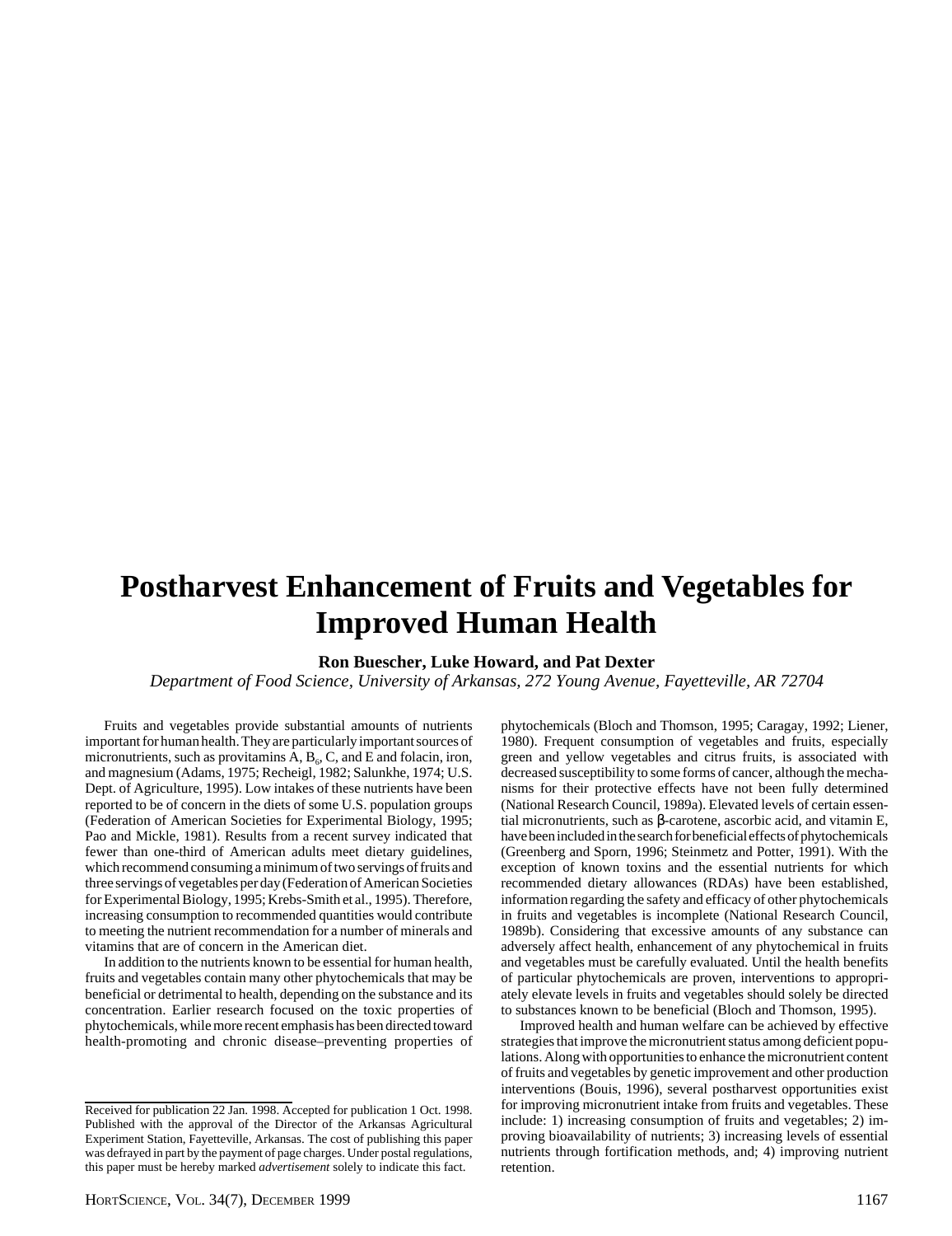# Postharvest Enhancement of Fruits and Vegetables for Improved Human Health

**Ron Buescher, Luke Howard, and Pat Dexter**

*Department of Food Science, University of Arkansas, 272 Young Avenue, Fayetteville, AR 72704*

Fruits and vegetables provide substantial amounts of nutrients important for human health. They are particularly important sources of micronutrients, such as provitamins A, $B_6$, C, and E and folacin, iron, and magnesium (Adams, 1975; Recheigl, 1982; Salunkhe, 1974; U.S. Dept. of Agriculture, 1995). Low intakes of these nutrients have been reported to be of concern in the diets of some U.S. population groups (Federation of American Societies for Experimental Biology, 1995; Pao and Mickle, 1981). Results from a recent survey indicated that fewer than one-third of American adults meet dietary guidelines, which recommend consuming a minimum of two servings of fruits and three servings of vegetables per day (Federation of American Societies for Experimental Biology, 1995; Krebs-Smith et al., 1995). Therefore, increasing consumption to recommended quantities would contribute to meeting the nutrient recommendation for a number of minerals and vitamins that are of concern in the American diet.

In addition to the nutrients known to be essential for human health, fruits and vegetables contain many other phytochemicals that may be beneficial or detrimental to health, depending on the substance and its concentration. Earlier research focused on the toxic properties of phytochemicals, while more recent emphasis has been directed toward health-promoting and chronic disease–preventing properties of phytochemicals (Bloch and Thomson, 1995; Caragay, 1992; Liener, 1980). Frequent consumption of vegetables and fruits, especially green and yellow vegetables and citrus fruits, is associated with decreased susceptibility to some forms of cancer, although the mechanisms for their protective effects have not been fully determined (National Research Council, 1989a). Elevated levels of certain essential micronutrients, such as β-carotene, ascorbic acid, and vitamin E, have been included in the search for beneficial effects of phytochemicals (Greenberg and Sporn, 1996; Steinmetz and Potter, 1991). With the exception of known toxins and the essential nutrients for which recommended dietary allowances (RDAs) have been established, information regarding the safety and efficacy of other phytochemicals in fruits and vegetables is incomplete (National Research Council, 1989b). Considering that excessive amounts of any substance can adversely affect health, enhancement of any phytochemical in fruits and vegetables must be carefully evaluated. Until the health benefits of particular phytochemicals are proven, interventions to appropriately elevate levels in fruits and vegetables should solely be directed to substances known to be beneficial (Bloch and Thomson, 1995).

Improved health and human welfare can be achieved by effective strategies that improve the micronutrient status among deficient populations. Along with opportunities to enhance the micronutrient content of fruits and vegetables by genetic improvement and other production interventions (Bouis, 1996), several postharvest opportunities exist for improving micronutrient intake from fruits and vegetables. These include: 1) increasing consumption of fruits and vegetables; 2) improving bioavailability of nutrients; 3) increasing levels of essential nutrients through fortification methods, and; 4) improving nutrient retention.

Received for publication 22 Jan. 1998. Accepted for publication 1 Oct. 1998. Published with the approval of the Director of the Arkansas Agricultural Experiment Station, Fayetteville, Arkansas. The cost of publishing this paper was defrayed in part by the payment of page charges. Under postal regulations, this paper must be hereby marked *advertisement* solely to indicate this fact.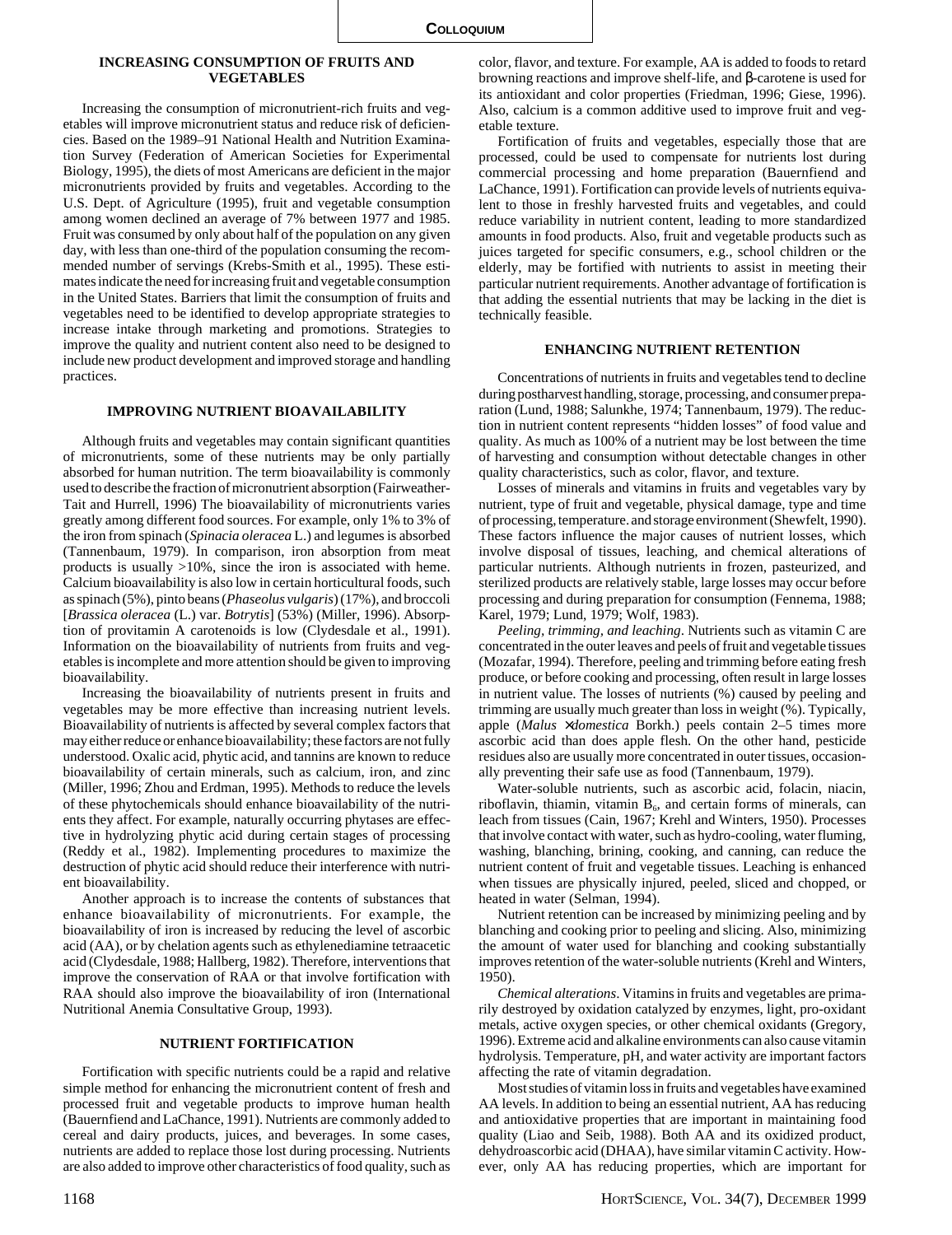## INCREASING CONSUMPTION OF FRUITS AND VEGETABLES

Increasing the consumption of micronutrient-rich fruits and vegetables will improve micronutrient status and reduce risk of deficiencies. Based on the 1989–91 National Health and Nutrition Examination Survey (Federation of American Societies for Experimental Biology, 1995), the diets of most Americans are deficient in the major micronutrients provided by fruits and vegetables. According to the U.S. Dept. of Agriculture (1995), fruit and vegetable consumption among women declined an average of 7% between 1977 and 1985. Fruit was consumed by only about half of the population on any given day, with less than one-third of the population consuming the recommended number of servings (Krebs-Smith et al., 1995). These estimates indicate the need for increasing fruit and vegetable consumption in the United States. Barriers that limit the consumption of fruits and vegetables need to be identified to develop appropriate strategies to increase intake through marketing and promotions. Strategies to improve the quality and nutrient content also need to be designed to include new product development and improved storage and handling practices.

## IMPROVING NUTRIENT BIOAVAILABILITY

Although fruits and vegetables may contain significant quantities of micronutrients, some of these nutrients may be only partially absorbed for human nutrition. The term bioavailability is commonly used to describe the fraction of micronutrient absorption (Fairweather-Tait and Hurrell, 1996) The bioavailability of micronutrients varies greatly among different food sources. For example, only 1% to 3% of the iron from spinach (*Spinacia oleracea* L.) and legumes is absorbed (Tannenbaum, 1979). In comparison, iron absorption from meat products is usually >10%, since the iron is associated with heme. Calcium bioavailability is also low in certain horticultural foods, such as spinach (5%), pinto beans (*Phaseolus vulgaris*) (17%), and broccoli [*Brassica oleracea* (L.) var. *Botrytis*] (53%) (Miller, 1996). Absorption of provitamin A carotenoids is low (Clydesdale et al., 1991). Information on the bioavailability of nutrients from fruits and vegetables is incomplete and more attention should be given to improving bioavailability.

Increasing the bioavailability of nutrients present in fruits and vegetables may be more effective than increasing nutrient levels. Bioavailability of nutrients is affected by several complex factors that may either reduce or enhance bioavailability; these factors are not fully understood. Oxalic acid, phytic acid, and tannins are known to reduce bioavailability of certain minerals, such as calcium, iron, and zinc (Miller, 1996; Zhou and Erdman, 1995). Methods to reduce the levels of these phytochemicals should enhance bioavailability of the nutrients they affect. For example, naturally occurring phytases are effective in hydrolyzing phytic acid during certain stages of processing (Reddy et al., 1982). Implementing procedures to maximize the destruction of phytic acid should reduce their interference with nutrient bioavailability.

Another approach is to increase the contents of substances that enhance bioavailability of micronutrients. For example, the bioavailability of iron is increased by reducing the level of ascorbic acid (AA), or by chelation agents such as ethylenediamine tetraacetic acid (Clydesdale, 1988; Hallberg, 1982). Therefore, interventions that improve the conservation of RAA or that involve fortification with RAA should also improve the bioavailability of iron (International Nutritional Anemia Consultative Group, 1993).

## NUTRIENT FORTIFICATION

Fortification with specific nutrients could be a rapid and relative simple method for enhancing the micronutrient content of fresh and processed fruit and vegetable products to improve human health (Bauernfiend and LaChance, 1991). Nutrients are commonly added to cereal and dairy products, juices, and beverages. In some cases, nutrients are added to replace those lost during processing. Nutrients are also added to improve other characteristics of food quality, such as color, flavor, and texture. For example, AA is added to foods to retard browning reactions and improve shelf-life, and β-carotene is used for its antioxidant and color properties (Friedman, 1996; Giese, 1996). Also, calcium is a common additive used to improve fruit and vegetable texture.

Fortification of fruits and vegetables, especially those that are processed, could be used to compensate for nutrients lost during commercial processing and home preparation (Bauernfiend and LaChance, 1991). Fortification can provide levels of nutrients equivalent to those in freshly harvested fruits and vegetables, and could reduce variability in nutrient content, leading to more standardized amounts in food products. Also, fruit and vegetable products such as juices targeted for specific consumers, e.g., school children or the elderly, may be fortified with nutrients to assist in meeting their particular nutrient requirements. Another advantage of fortification is that adding the essential nutrients that may be lacking in the diet is technically feasible.

## ENHANCING NUTRIENT RETENTION

Concentrations of nutrients in fruits and vegetables tend to decline during postharvest handling, storage, processing, and consumer preparation (Lund, 1988; Salunkhe, 1974; Tannenbaum, 1979). The reduction in nutrient content represents "hidden losses" of food value and quality. As much as 100% of a nutrient may be lost between the time of harvesting and consumption without detectable changes in other quality characteristics, such as color, flavor, and texture.

Losses of minerals and vitamins in fruits and vegetables vary by nutrient, type of fruit and vegetable, physical damage, type and time of processing, temperature. and storage environment (Shewfelt, 1990). These factors influence the major causes of nutrient losses, which involve disposal of tissues, leaching, and chemical alterations of particular nutrients. Although nutrients in frozen, pasteurized, and sterilized products are relatively stable, large losses may occur before processing and during preparation for consumption (Fennema, 1988; Karel, 1979; Lund, 1979; Wolf, 1983).

*Peeling, trimming, and leaching*. Nutrients such as vitamin C are concentrated in the outer leaves and peels of fruit and vegetable tissues (Mozafar, 1994). Therefore, peeling and trimming before eating fresh produce, or before cooking and processing, often result in large losses in nutrient value. The losses of nutrients (%) caused by peeling and trimming are usually much greater than loss in weight (%). Typically, apple (*Malus* ×*domestica* Borkh.) peels contain 2–5 times more ascorbic acid than does apple flesh. On the other hand, pesticide residues also are usually more concentrated in outer tissues, occasionally preventing their safe use as food (Tannenbaum, 1979).

Water-soluble nutrients, such as ascorbic acid, folacin, niacin, riboflavin, thiamin, vitamin $B_6$, and certain forms of minerals, can leach from tissues (Cain, 1967; Krehl and Winters, 1950). Processes that involve contact with water, such as hydro-cooling, water fluming, washing, blanching, brining, cooking, and canning, can reduce the nutrient content of fruit and vegetable tissues. Leaching is enhanced when tissues are physically injured, peeled, sliced and chopped, or heated in water (Selman, 1994).

Nutrient retention can be increased by minimizing peeling and by blanching and cooking prior to peeling and slicing. Also, minimizing the amount of water used for blanching and cooking substantially improves retention of the water-soluble nutrients (Krehl and Winters, 1950).

*Chemical alterations*. Vitamins in fruits and vegetables are primarily destroyed by oxidation catalyzed by enzymes, light, pro-oxidant metals, active oxygen species, or other chemical oxidants (Gregory, 1996). Extreme acid and alkaline environments can also cause vitamin hydrolysis. Temperature, pH, and water activity are important factors affecting the rate of vitamin degradation.

Most studies of vitamin loss in fruits and vegetables have examined AA levels. In addition to being an essential nutrient, AA has reducing and antioxidative properties that are important in maintaining food quality (Liao and Seib, 1988). Both AA and its oxidized product, dehydroascorbic acid (DHAA), have similar vitamin C activity. However, only AA has reducing properties, which are important for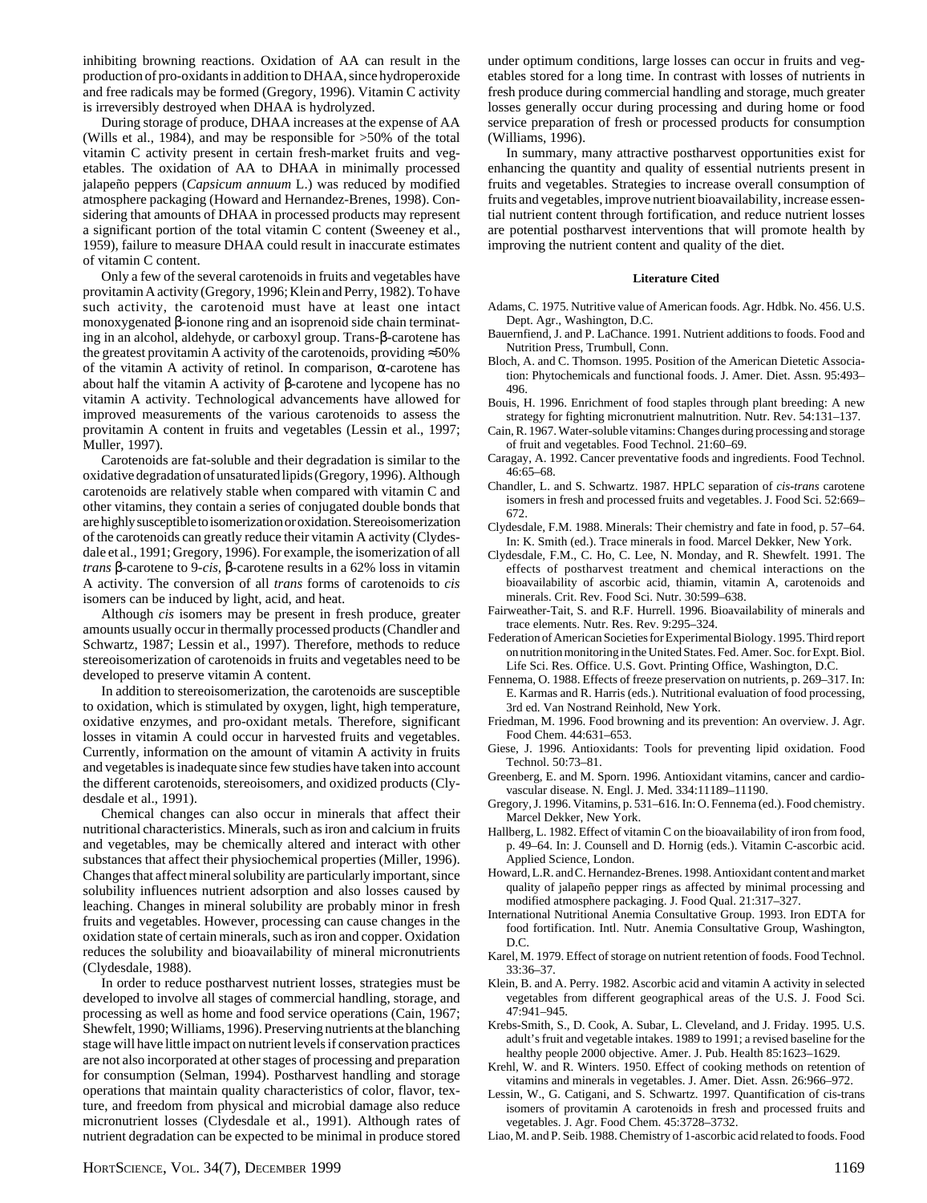inhibiting browning reactions. Oxidation of AA can result in the production of pro-oxidants in addition to DHAA, since hydroperoxide and free radicals may be formed (Gregory, 1996). Vitamin C activity is irreversibly destroyed when DHAA is hydrolyzed.

During storage of produce, DHAA increases at the expense of AA (Wills et al., 1984), and may be responsible for >50% of the total vitamin C activity present in certain fresh-market fruits and vegetables. The oxidation of AA to DHAA in minimally processed jalapeño peppers (*Capsicum annuum* L.) was reduced by modified atmosphere packaging (Howard and Hernandez-Brenes, 1998). Considering that amounts of DHAA in processed products may represent a significant portion of the total vitamin C content (Sweeney et al., 1959), failure to measure DHAA could result in inaccurate estimates of vitamin C content.

Only a few of the several carotenoids in fruits and vegetables have provitamin A activity (Gregory, 1996; Klein and Perry, 1982). To have such activity, the carotenoid must have at least one intact monoxygenated β-ionone ring and an isoprenoid side chain terminating in an alcohol, aldehyde, or carboxyl group. Trans-β-carotene has the greatest provitamin A activity of the carotenoids, providing ≈50% of the vitamin A activity of retinol. In comparison, α-carotene has about half the vitamin A activity of β-carotene and lycopene has no vitamin A activity. Technological advancements have allowed for improved measurements of the various carotenoids to assess the provitamin A content in fruits and vegetables (Lessin et al., 1997; Muller, 1997).

Carotenoids are fat-soluble and their degradation is similar to the oxidative degradation of unsaturated lipids (Gregory, 1996). Although carotenoids are relatively stable when compared with vitamin C and other vitamins, they contain a series of conjugated double bonds that are highly susceptible to isomerization or oxidation. Stereoisomerization of the carotenoids can greatly reduce their vitamin A activity (Clydesdale et al., 1991; Gregory, 1996). For example, the isomerization of all *trans* β-carotene to 9-*cis*, β-carotene results in a 62% loss in vitamin A activity. The conversion of all *trans* forms of carotenoids to *cis* isomers can be induced by light, acid, and heat.

Although *cis* isomers may be present in fresh produce, greater amounts usually occur in thermally processed products (Chandler and Schwartz, 1987; Lessin et al., 1997). Therefore, methods to reduce stereoisomerization of carotenoids in fruits and vegetables need to be developed to preserve vitamin A content.

In addition to stereoisomerization, the carotenoids are susceptible to oxidation, which is stimulated by oxygen, light, high temperature, oxidative enzymes, and pro-oxidant metals. Therefore, significant losses in vitamin A could occur in harvested fruits and vegetables. Currently, information on the amount of vitamin A activity in fruits and vegetables is inadequate since few studies have taken into account the different carotenoids, stereoisomers, and oxidized products (Clydesdale et al., 1991).

Chemical changes can also occur in minerals that affect their nutritional characteristics. Minerals, such as iron and calcium in fruits and vegetables, may be chemically altered and interact with other substances that affect their physiochemical properties (Miller, 1996). Changes that affect mineral solubility are particularly important, since solubility influences nutrient adsorption and also losses caused by leaching. Changes in mineral solubility are probably minor in fresh fruits and vegetables. However, processing can cause changes in the oxidation state of certain minerals, such as iron and copper. Oxidation reduces the solubility and bioavailability of mineral micronutrients (Clydesdale, 1988).

In order to reduce postharvest nutrient losses, strategies must be developed to involve all stages of commercial handling, storage, and processing as well as home and food service operations (Cain, 1967; Shewfelt, 1990; Williams, 1996). Preserving nutrients at the blanching stage will have little impact on nutrient levels if conservation practices are not also incorporated at other stages of processing and preparation for consumption (Selman, 1994). Postharvest handling and storage operations that maintain quality characteristics of color, flavor, texture, and freedom from physical and microbial damage also reduce micronutrient losses (Clydesdale et al., 1991). Although rates of nutrient degradation can be expected to be minimal in produce stored under optimum conditions, large losses can occur in fruits and vegetables stored for a long time. In contrast with losses of nutrients in fresh produce during commercial handling and storage, much greater losses generally occur during processing and during home or food service preparation of fresh or processed products for consumption (Williams, 1996).

In summary, many attractive postharvest opportunities exist for enhancing the quantity and quality of essential nutrients present in fruits and vegetables. Strategies to increase overall consumption of fruits and vegetables, improve nutrient bioavailability, increase essential nutrient content through fortification, and reduce nutrient losses are potential postharvest interventions that will promote health by improving the nutrient content and quality of the diet.

## Literature Cited

Adams, C. 1975. Nutritive value of American foods. Agr. Hdbk. No. 456. U.S. Dept. Agr., Washington, D.C.

Bauernfiend, J. and P. LaChance. 1991. Nutrient additions to foods. Food and Nutrition Press, Trumbull, Conn.

Bloch, A. and C. Thomson. 1995. Position of the American Dietetic Association: Phytochemicals and functional foods. J. Amer. Diet. Assn. 95:493–496.

Bouis, H. 1996. Enrichment of food staples through plant breeding: A new strategy for fighting micronutrient malnutrition. Nutr. Rev. 54:131–137.

Cain, R. 1967. Water-soluble vitamins: Changes during processing and storage of fruit and vegetables. Food Technol. 21:60–69.

Caragay, A. 1992. Cancer preventative foods and ingredients. Food Technol. 46:65–68.

Chandler, L. and S. Schwartz. 1987. HPLC separation of *cis-trans* carotene isomers in fresh and processed fruits and vegetables. J. Food Sci. 52:669–672.

Clydesdale, F.M. 1988. Minerals: Their chemistry and fate in food, p. 57–64. In: K. Smith (ed.). Trace minerals in food. Marcel Dekker, New York.

Clydesdale, F.M., C. Ho, C. Lee, N. Monday, and R. Shewfelt. 1991. The effects of postharvest treatment and chemical interactions on the bioavailability of ascorbic acid, thiamin, vitamin A, carotenoids and minerals. Crit. Rev. Food Sci. Nutr. 30:599–638.

Fairweather-Tait, S. and R.F. Hurrell. 1996. Bioavailability of minerals and trace elements. Nutr. Res. Rev. 9:295–324.

Federation of American Societies for Experimental Biology. 1995. Third report on nutrition monitoring in the United States. Fed. Amer. Soc. for Expt. Biol. Life Sci. Res. Office. U.S. Govt. Printing Office, Washington, D.C.

Fennema, O. 1988. Effects of freeze preservation on nutrients, p. 269–317. In: E. Karmas and R. Harris (eds.). Nutritional evaluation of food processing, 3rd ed. Van Nostrand Reinhold, New York.

Friedman, M. 1996. Food browning and its prevention: An overview. J. Agr. Food Chem. 44:631–653.

Giese, J. 1996. Antioxidants: Tools for preventing lipid oxidation. Food Technol. 50:73–81.

Greenberg, E. and M. Sporn. 1996. Antioxidant vitamins, cancer and cardiovascular disease. N. Engl. J. Med. 334:11189–11190.

Gregory, J. 1996. Vitamins, p. 531–616. In: O. Fennema (ed.). Food chemistry. Marcel Dekker, New York.

Hallberg, L. 1982. Effect of vitamin C on the bioavailability of iron from food, p. 49–64. In: J. Counsell and D. Hornig (eds.). Vitamin C-ascorbic acid. Applied Science, London.

Howard, L.R. and C. Hernandez-Brenes. 1998. Antioxidant content and market quality of jalapeño pepper rings as affected by minimal processing and modified atmosphere packaging. J. Food Qual. 21:317–327.

International Nutritional Anemia Consultative Group. 1993. Iron EDTA for food fortification. Intl. Nutr. Anemia Consultative Group, Washington, D.C.

Karel, M. 1979. Effect of storage on nutrient retention of foods. Food Technol. 33:36–37.

Klein, B. and A. Perry. 1982. Ascorbic acid and vitamin A activity in selected vegetables from different geographical areas of the U.S. J. Food Sci. 47:941–945.

Krebs-Smith, S., D. Cook, A. Subar, L. Cleveland, and J. Friday. 1995. U.S. adult's fruit and vegetable intakes. 1989 to 1991; a revised baseline for the healthy people 2000 objective. Amer. J. Pub. Health 85:1623–1629.

Krehl, W. and R. Winters. 1950. Effect of cooking methods on retention of vitamins and minerals in vegetables. J. Amer. Diet. Assn. 26:966–972.

Lessin, W., G. Catigani, and S. Schwartz. 1997. Quantification of cis-trans isomers of provitamin A carotenoids in fresh and processed fruits and vegetables. J. Agr. Food Chem. 45:3728–3732.

Liao, M. and P. Seib. 1988. Chemistry of 1-ascorbic acid related to foods. Food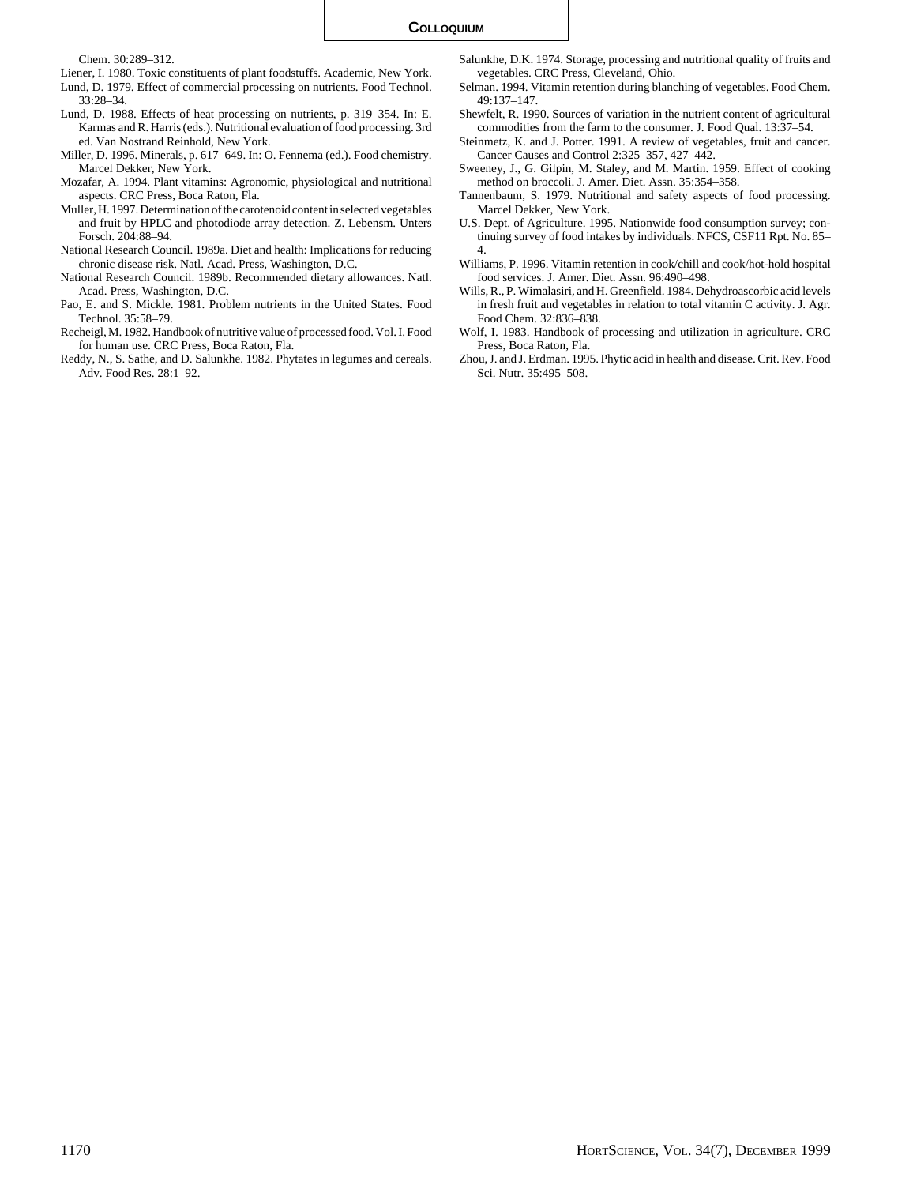Chem. 30:289–312.

Liener, I. 1980. Toxic constituents of plant foodstuffs. Academic, New York.

Lund, D. 1979. Effect of commercial processing on nutrients. Food Technol. 33:28–34.

Lund, D. 1988. Effects of heat processing on nutrients, p. 319–354. In: E. Karmas and R. Harris (eds.). Nutritional evaluation of food processing. 3rd ed. Van Nostrand Reinhold, New York.

Miller, D. 1996. Minerals, p. 617–649. In: O. Fennema (ed.). Food chemistry. Marcel Dekker, New York.

Mozafar, A. 1994. Plant vitamins: Agronomic, physiological and nutritional aspects. CRC Press, Boca Raton, Fla.

Muller, H. 1997. Determination of the carotenoid content in selected vegetables and fruit by HPLC and photodiode array detection. Z. Lebensm. Unters Forsch. 204:88–94.

National Research Council. 1989a. Diet and health: Implications for reducing chronic disease risk. Natl. Acad. Press, Washington, D.C.

National Research Council. 1989b. Recommended dietary allowances. Natl. Acad. Press, Washington, D.C.

Pao, E. and S. Mickle. 1981. Problem nutrients in the United States. Food Technol. 35:58–79.

Recheigl, M. 1982. Handbook of nutritive value of processed food. Vol. I. Food for human use. CRC Press, Boca Raton, Fla.

Reddy, N., S. Sathe, and D. Salunkhe. 1982. Phytates in legumes and cereals. Adv. Food Res. 28:1–92.

Salunkhe, D.K. 1974. Storage, processing and nutritional quality of fruits and vegetables. CRC Press, Cleveland, Ohio.

Selman. 1994. Vitamin retention during blanching of vegetables. Food Chem. 49:137–147.

Shewfelt, R. 1990. Sources of variation in the nutrient content of agricultural commodities from the farm to the consumer. J. Food Qual. 13:37–54.

Steinmetz, K. and J. Potter. 1991. A review of vegetables, fruit and cancer. Cancer Causes and Control 2:325–357, 427–442.

Sweeney, J., G. Gilpin, M. Staley, and M. Martin. 1959. Effect of cooking method on broccoli. J. Amer. Diet. Assn. 35:354–358.

Tannenbaum, S. 1979. Nutritional and safety aspects of food processing. Marcel Dekker, New York.

U.S. Dept. of Agriculture. 1995. Nationwide food consumption survey; continuing survey of food intakes by individuals. NFCS, CSF11 Rpt. No. 85–4.

Williams, P. 1996. Vitamin retention in cook/chill and cook/hot-hold hospital food services. J. Amer. Diet. Assn. 96:490–498.

Wills, R., P. Wimalasiri, and H. Greenfield. 1984. Dehydroascorbic acid levels in fresh fruit and vegetables in relation to total vitamin C activity. J. Agr. Food Chem. 32:836–838.

Wolf, I. 1983. Handbook of processing and utilization in agriculture. CRC Press, Boca Raton, Fla.

Zhou, J. and J. Erdman. 1995. Phytic acid in health and disease. Crit. Rev. Food Sci. Nutr. 35:495–508.